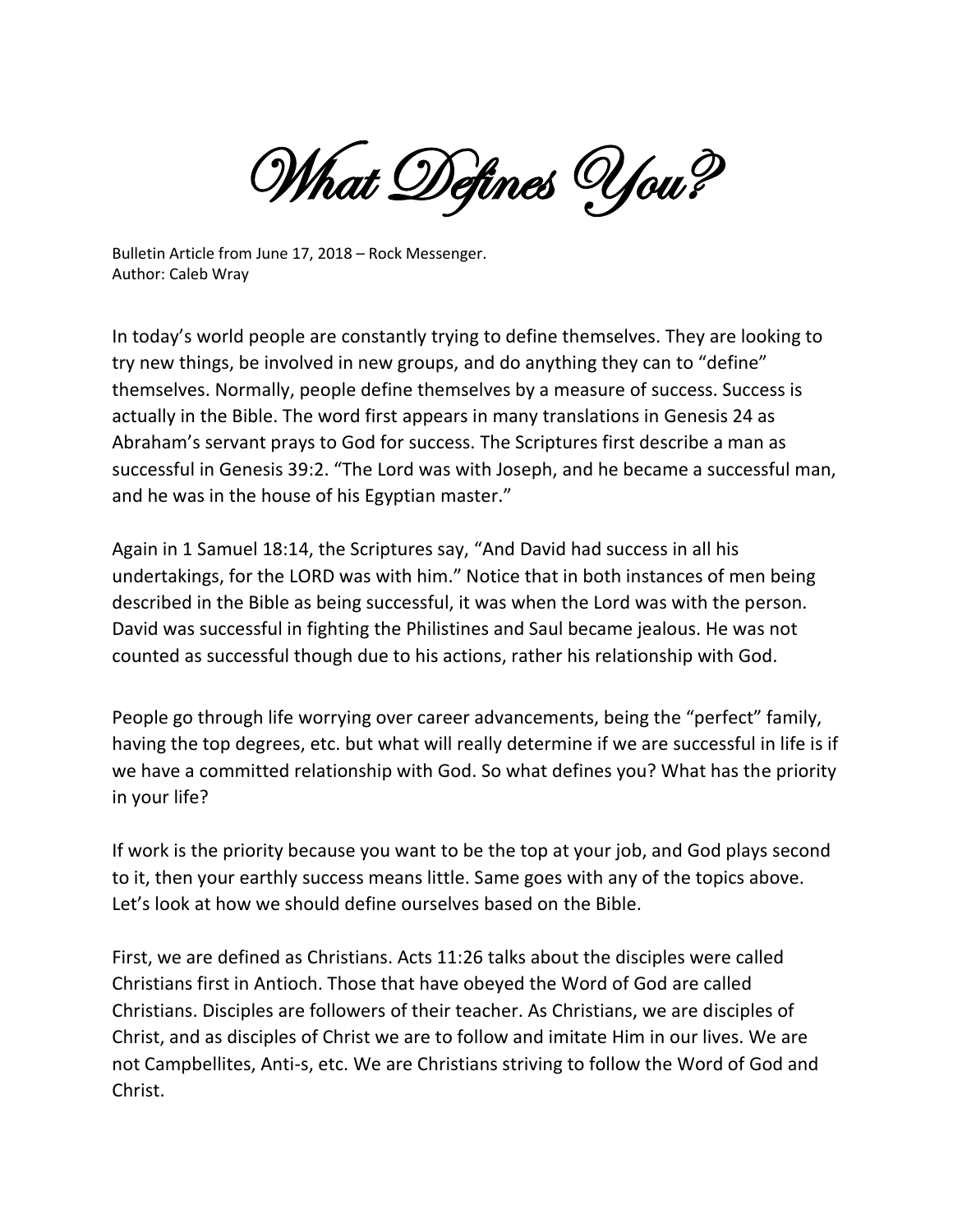# What Defines You?

Bulletin Article from June 17, 2018 – Rock Messenger.
Author: Caleb Wray

In today's world people are constantly trying to define themselves. They are looking to try new things, be involved in new groups, and do anything they can to "define" themselves. Normally, people define themselves by a measure of success. Success is actually in the Bible. The word first appears in many translations in Genesis 24 as Abraham's servant prays to God for success. The Scriptures first describe a man as successful in Genesis 39:2. "The Lord was with Joseph, and he became a successful man, and he was in the house of his Egyptian master."

Again in 1 Samuel 18:14, the Scriptures say, "And David had success in all his undertakings, for the LORD was with him." Notice that in both instances of men being described in the Bible as being successful, it was when the Lord was with the person. David was successful in fighting the Philistines and Saul became jealous. He was not counted as successful though due to his actions, rather his relationship with God.

People go through life worrying over career advancements, being the "perfect" family, having the top degrees, etc. but what will really determine if we are successful in life is if we have a committed relationship with God. So what defines you? What has the priority in your life?

If work is the priority because you want to be the top at your job, and God plays second to it, then your earthly success means little. Same goes with any of the topics above. Let's look at how we should define ourselves based on the Bible.

First, we are defined as Christians. Acts 11:26 talks about the disciples were called Christians first in Antioch. Those that have obeyed the Word of God are called Christians. Disciples are followers of their teacher. As Christians, we are disciples of Christ, and as disciples of Christ we are to follow and imitate Him in our lives. We are not Campbellites, Anti-s, etc. We are Christians striving to follow the Word of God and Christ.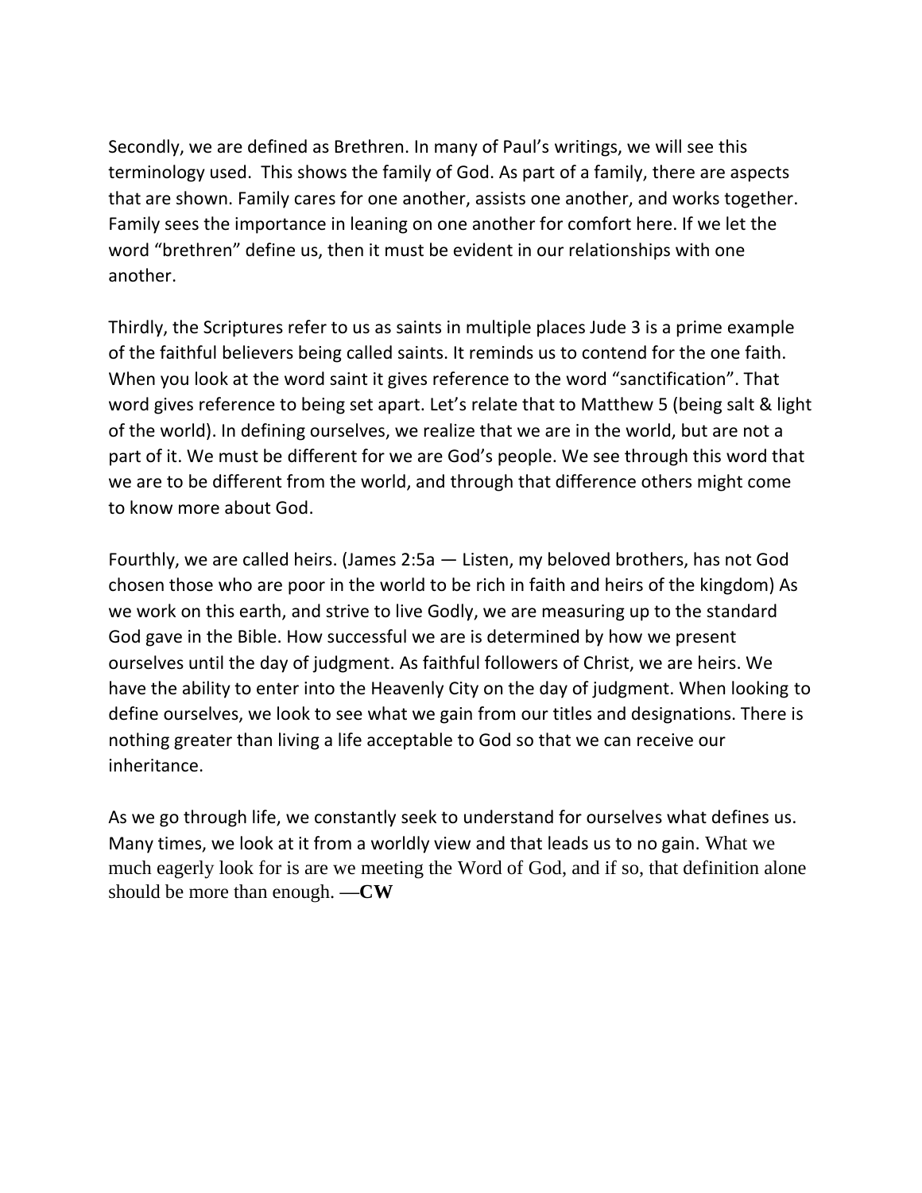Secondly, we are defined as Brethren. In many of Paul's writings, we will see this terminology used.  This shows the family of God. As part of a family, there are aspects that are shown. Family cares for one another, assists one another, and works together. Family sees the importance in leaning on one another for comfort here. If we let the word "brethren" define us, then it must be evident in our relationships with one another.

Thirdly, the Scriptures refer to us as saints in multiple places Jude 3 is a prime example of the faithful believers being called saints. It reminds us to contend for the one faith. When you look at the word saint it gives reference to the word "sanctification". That word gives reference to being set apart. Let's relate that to Matthew 5 (being salt & light of the world). In defining ourselves, we realize that we are in the world, but are not a part of it. We must be different for we are God's people. We see through this word that we are to be different from the world, and through that difference others might come to know more about God.

Fourthly, we are called heirs. (James 2:5a — Listen, my beloved brothers, has not God chosen those who are poor in the world to be rich in faith and heirs of the kingdom) As we work on this earth, and strive to live Godly, we are measuring up to the standard God gave in the Bible. How successful we are is determined by how we present ourselves until the day of judgment. As faithful followers of Christ, we are heirs. We have the ability to enter into the Heavenly City on the day of judgment. When looking to define ourselves, we look to see what we gain from our titles and designations. There is nothing greater than living a life acceptable to God so that we can receive our inheritance.

As we go through life, we constantly seek to understand for ourselves what defines us. Many times, we look at it from a worldly view and that leads us to no gain. What we much eagerly look for is are we meeting the Word of God, and if so, that definition alone should be more than enough. —**CW**